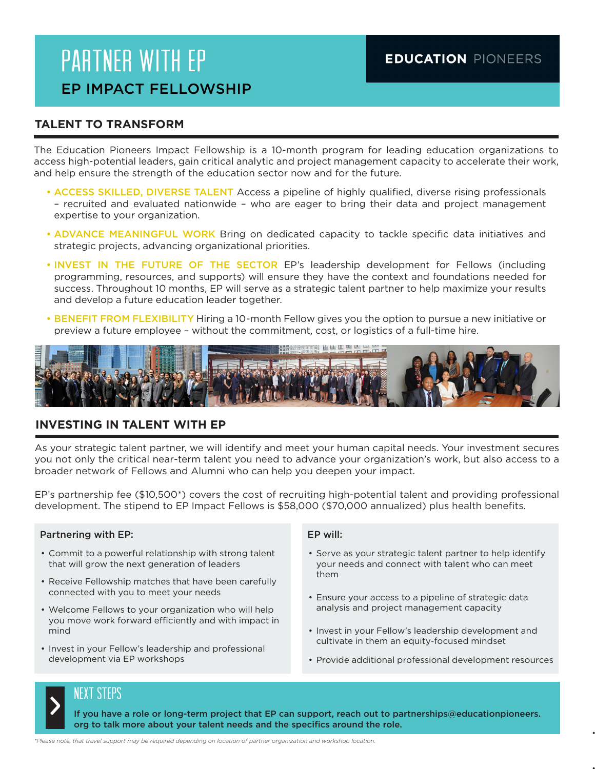# PARTNER WITH EP

## EP IMPACT FELLOWSHIP

**EDUCATION** PIONEERS

## TALENT TO TRANSFORM

The Education Pioneers Impact Fellowship is a 10-month program for leading education organizations to access high-potential leaders, gain critical analytic and project management capacity to accelerate their work, and help ensure the strength of the education sector now and for the future.

- **ACCESS SKILLED, DIVERSE TALENT** Access a pipeline of highly qualified, diverse rising professionals – recruited and evaluated nationwide – who are eager to bring their data and project management expertise to your organization.
- **ADVANCE MEANINGFUL WORK** Bring on dedicated capacity to tackle specific data initiatives and strategic projects, advancing organizational priorities.
- **INVEST IN THE FUTURE OF THE SECTOR** EP's leadership development for Fellows (including programming, resources, and supports) will ensure they have the context and foundations needed for success. Throughout 10 months, EP will serve as a strategic talent partner to help maximize your results and develop a future education leader together.
- **BENEFIT FROM FLEXIBILITY** Hiring a 10-month Fellow gives you the option to pursue a new initiative or preview a future employee – without the commitment, cost, or logistics of a full-time hire.

## INVESTING IN TALENT WITH EP

As your strategic talent partner, we will identify and meet your human capital needs. Your investment secures you not only the critical near-term talent you need to advance your organization's work, but also access to a broader network of Fellows and Alumni who can help you deepen your impact.

EP's partnership fee ($10,500*) covers the cost of recruiting high-potential talent and providing professional development. The stipend to EP Impact Fellows is $58,000 ($70,000 annualized) plus health benefits.

### Partnering with EP:

- Commit to a powerful relationship with strong talent that will grow the next generation of leaders
- Receive Fellowship matches that have been carefully connected with you to meet your needs
- Welcome Fellows to your organization who will help you move work forward efficiently and with impact in mind
- Invest in your Fellow's leadership and professional development via EP workshops

### EP will:

- Serve as your strategic talent partner to help identify your needs and connect with talent who can meet them
- Ensure your access to a pipeline of strategic data analysis and project management capacity
- Invest in your Fellow's leadership development and cultivate in them an equity-focused mindset
- Provide additional professional development resources

## NEXT STEPS

**If you have a role or long-term project that EP can support, reach out to partnerships@educationpioneers.org to talk more about your talent needs and the specifics around the role.**

*\*Please note, that travel support may be required depending on location of partner organization and workshop location.*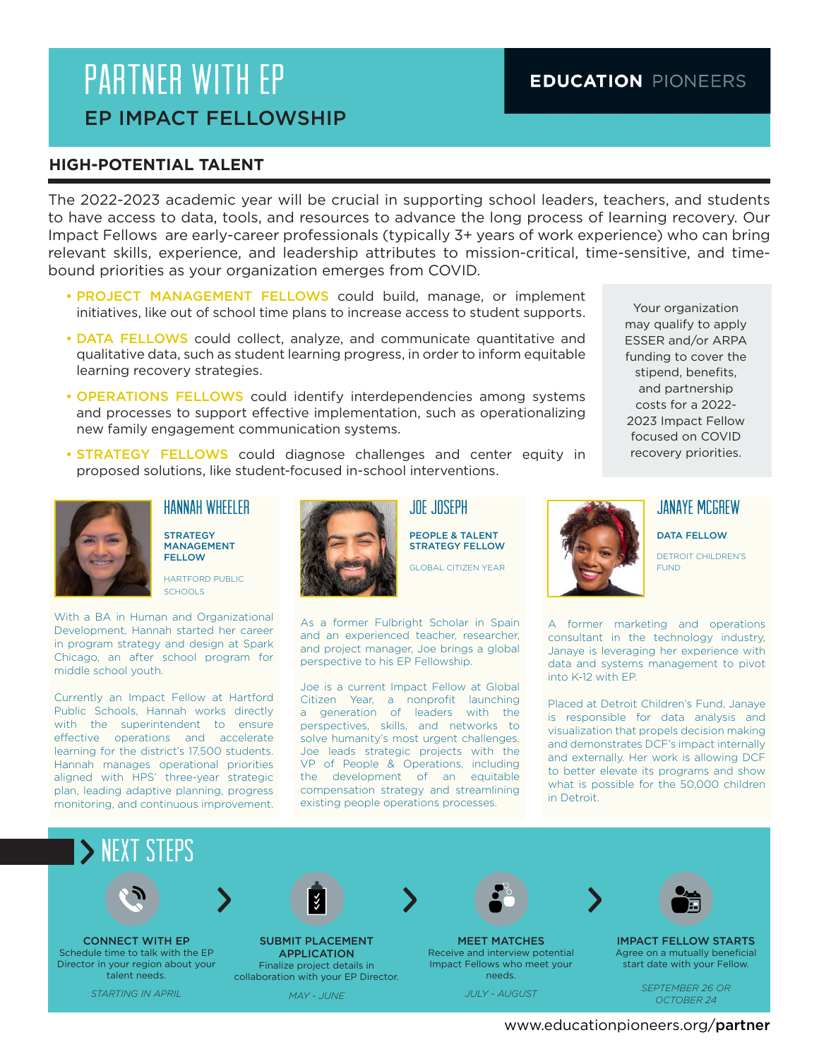# PARTNER WITH EP

## EP IMPACT FELLOWSHIP

**EDUCATION PIONEERS**

### HIGH-POTENTIAL TALENT

The 2022-2023 academic year will be crucial in supporting school leaders, teachers, and students to have access to data, tools, and resources to advance the long process of learning recovery. Our Impact Fellows are early-career professionals (typically 3+ years of work experience) who can bring relevant skills, experience, and leadership attributes to mission-critical, time-sensitive, and time-bound priorities as your organization emerges from COVID.

- **PROJECT MANAGEMENT FELLOWS** could build, manage, or implement initiatives, like out of school time plans to increase access to student supports.
- **DATA FELLOWS** could collect, analyze, and communicate quantitative and qualitative data, such as student learning progress, in order to inform equitable learning recovery strategies.
- **OPERATIONS FELLOWS** could identify interdependencies among systems and processes to support effective implementation, such as operationalizing new family engagement communication systems.
- **STRATEGY FELLOWS** could diagnose challenges and center equity in proposed solutions, like student-focused in-school interventions.

Your organization may qualify to apply ESSER and/or ARPA funding to cover the stipend, benefits, and partnership costs for a 2022-2023 Impact Fellow focused on COVID recovery priorities.

### HANNAH WHEELER

**STRATEGY MANAGEMENT FELLOW**

HARTFORD PUBLIC SCHOOLS

With a BA in Human and Organizational Development, Hannah started her career in program strategy and design at Spark Chicago, an after school program for middle school youth.

Currently an Impact Fellow at Hartford Public Schools, Hannah works directly with the superintendent to ensure effective operations and accelerate learning for the district's 17,500 students. Hannah manages operational priorities aligned with HPS' three-year strategic plan, leading adaptive planning, progress monitoring, and continuous improvement.

### JOE JOSEPH

**PEOPLE & TALENT STRATEGY FELLOW**

GLOBAL CITIZEN YEAR

As a former Fulbright Scholar in Spain and an experienced teacher, researcher, and project manager, Joe brings a global perspective to his EP Fellowship.

Joe is a current Impact Fellow at Global Citizen Year, a nonprofit launching a generation of leaders with the perspectives, skills, and networks to solve humanity's most urgent challenges. Joe leads strategic projects with the VP of People & Operations, including the development of an equitable compensation strategy and streamlining existing people operations processes.

### JANAYE MCGREW

**DATA FELLOW**

DETROIT CHILDREN'S FUND

A former marketing and operations consultant in the technology industry, Janaye is leveraging her experience with data and systems management to pivot into K-12 with EP.

Placed at Detroit Children's Fund, Janaye is responsible for data analysis and visualization that propels decision making and demonstrates DCF's impact internally and externally. Her work is allowing DCF to better elevate its programs and show what is possible for the 50,000 children in Detroit.

## NEXT STEPS

1. **CONNECT WITH EP**
   Schedule time to talk with the EP Director in your region about your talent needs.
   *STARTING IN APRIL*

2. **SUBMIT PLACEMENT APPLICATION**
   Finalize project details in collaboration with your EP Director.
   *MAY - JUNE*

3. **MEET MATCHES**
   Receive and interview potential Impact Fellows who meet your needs.
   *JULY - AUGUST*

4. **IMPACT FELLOW STARTS**
   Agree on a mutually beneficial start date with your Fellow.
   *SEPTEMBER 26 OR OCTOBER 24*

www.educationpioneers.org/**partner**